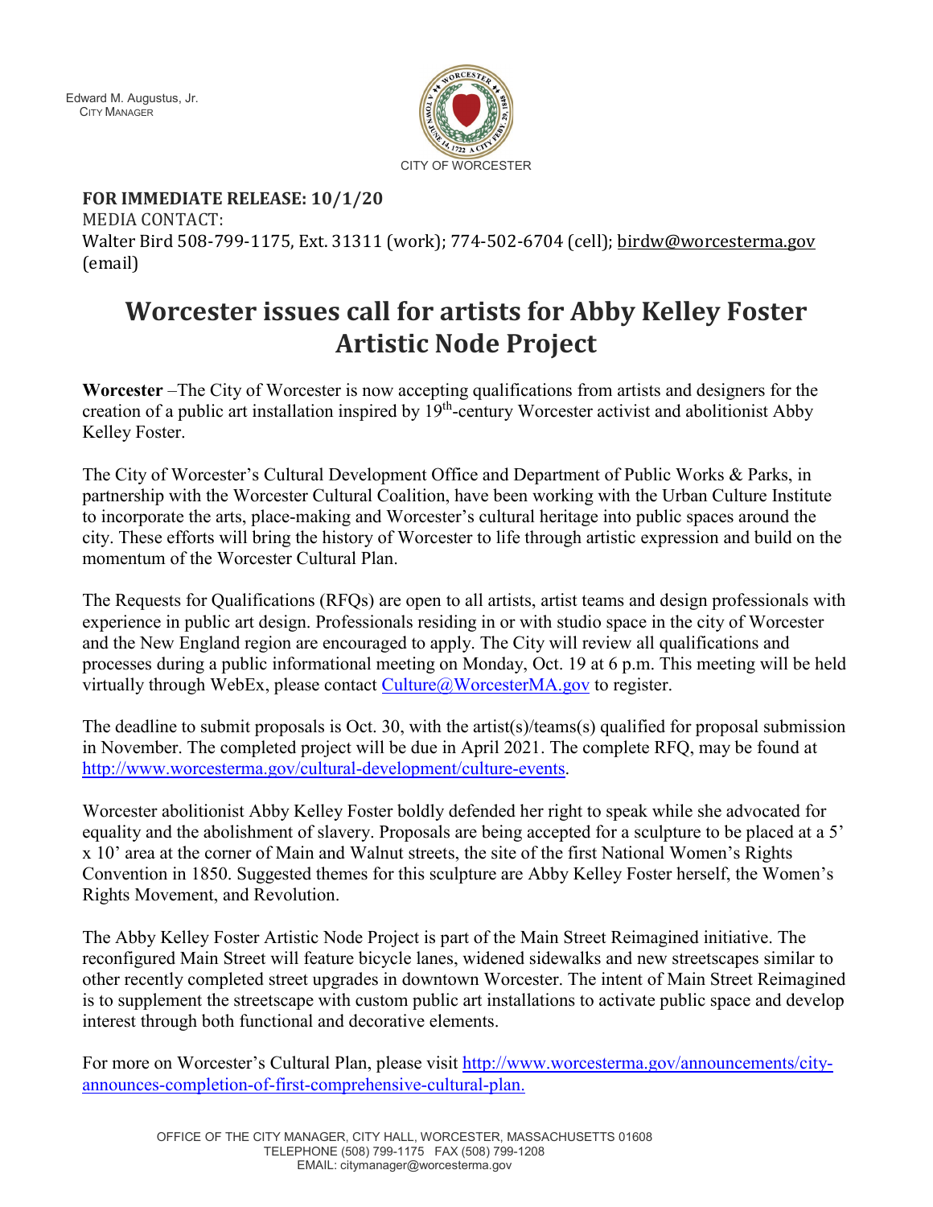Edward M. Augustus, Jr.
City Manager

CITY OF WORCESTER

**FOR IMMEDIATE RELEASE: 10/1/20**
MEDIA CONTACT:
Walter Bird 508-799-1175, Ext. 31311 (work); 774-502-6704 (cell); birdw@worcesterma.gov (email)

# Worcester issues call for artists for Abby Kelley Foster Artistic Node Project

**Worcester** –The City of Worcester is now accepting qualifications from artists and designers for the creation of a public art installation inspired by 19th-century Worcester activist and abolitionist Abby Kelley Foster.

The City of Worcester's Cultural Development Office and Department of Public Works & Parks, in partnership with the Worcester Cultural Coalition, have been working with the Urban Culture Institute to incorporate the arts, place-making and Worcester's cultural heritage into public spaces around the city. These efforts will bring the history of Worcester to life through artistic expression and build on the momentum of the Worcester Cultural Plan.

The Requests for Qualifications (RFQs) are open to all artists, artist teams and design professionals with experience in public art design. Professionals residing in or with studio space in the city of Worcester and the New England region are encouraged to apply. The City will review all qualifications and processes during a public informational meeting on Monday, Oct. 19 at 6 p.m. This meeting will be held virtually through WebEx, please contact Culture@WorcesterMA.gov to register.

The deadline to submit proposals is Oct. 30, with the artist(s)/teams(s) qualified for proposal submission in November. The completed project will be due in April 2021. The complete RFQ, may be found at http://www.worcesterma.gov/cultural-development/culture-events.

Worcester abolitionist Abby Kelley Foster boldly defended her right to speak while she advocated for equality and the abolishment of slavery. Proposals are being accepted for a sculpture to be placed at a 5' x 10' area at the corner of Main and Walnut streets, the site of the first National Women's Rights Convention in 1850. Suggested themes for this sculpture are Abby Kelley Foster herself, the Women's Rights Movement, and Revolution.

The Abby Kelley Foster Artistic Node Project is part of the Main Street Reimagined initiative. The reconfigured Main Street will feature bicycle lanes, widened sidewalks and new streetscapes similar to other recently completed street upgrades in downtown Worcester. The intent of Main Street Reimagined is to supplement the streetscape with custom public art installations to activate public space and develop interest through both functional and decorative elements.

For more on Worcester's Cultural Plan, please visit http://www.worcesterma.gov/announcements/city-announces-completion-of-first-comprehensive-cultural-plan.

OFFICE OF THE CITY MANAGER, CITY HALL, WORCESTER, MASSACHUSETTS 01608
TELEPHONE (508) 799-1175 FAX (508) 799-1208
EMAIL: citymanager@worcesterma.gov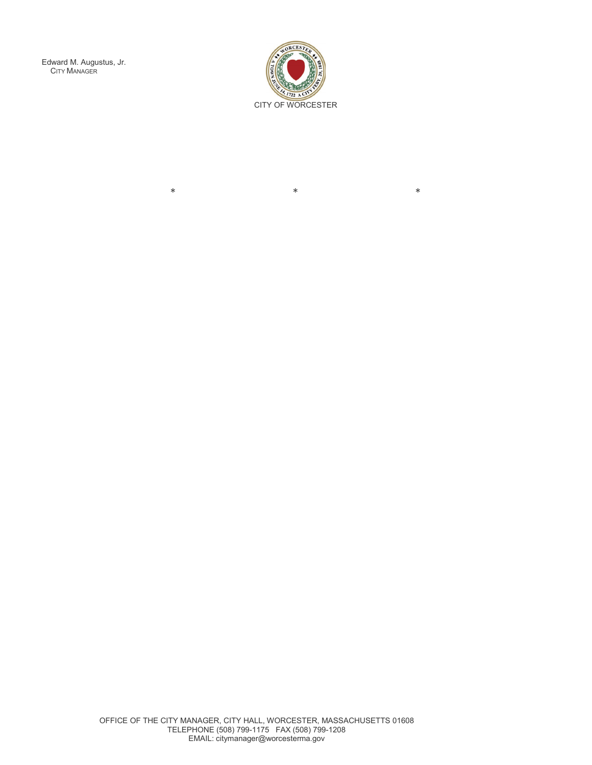Edward M. Augustus, Jr.
CITY MANAGER

CITY OF WORCESTER

\*                    \*                    \*

OFFICE OF THE CITY MANAGER, CITY HALL, WORCESTER, MASSACHUSETTS 01608
TELEPHONE (508) 799-1175   FAX (508) 799-1208
EMAIL: citymanager@worcesterma.gov